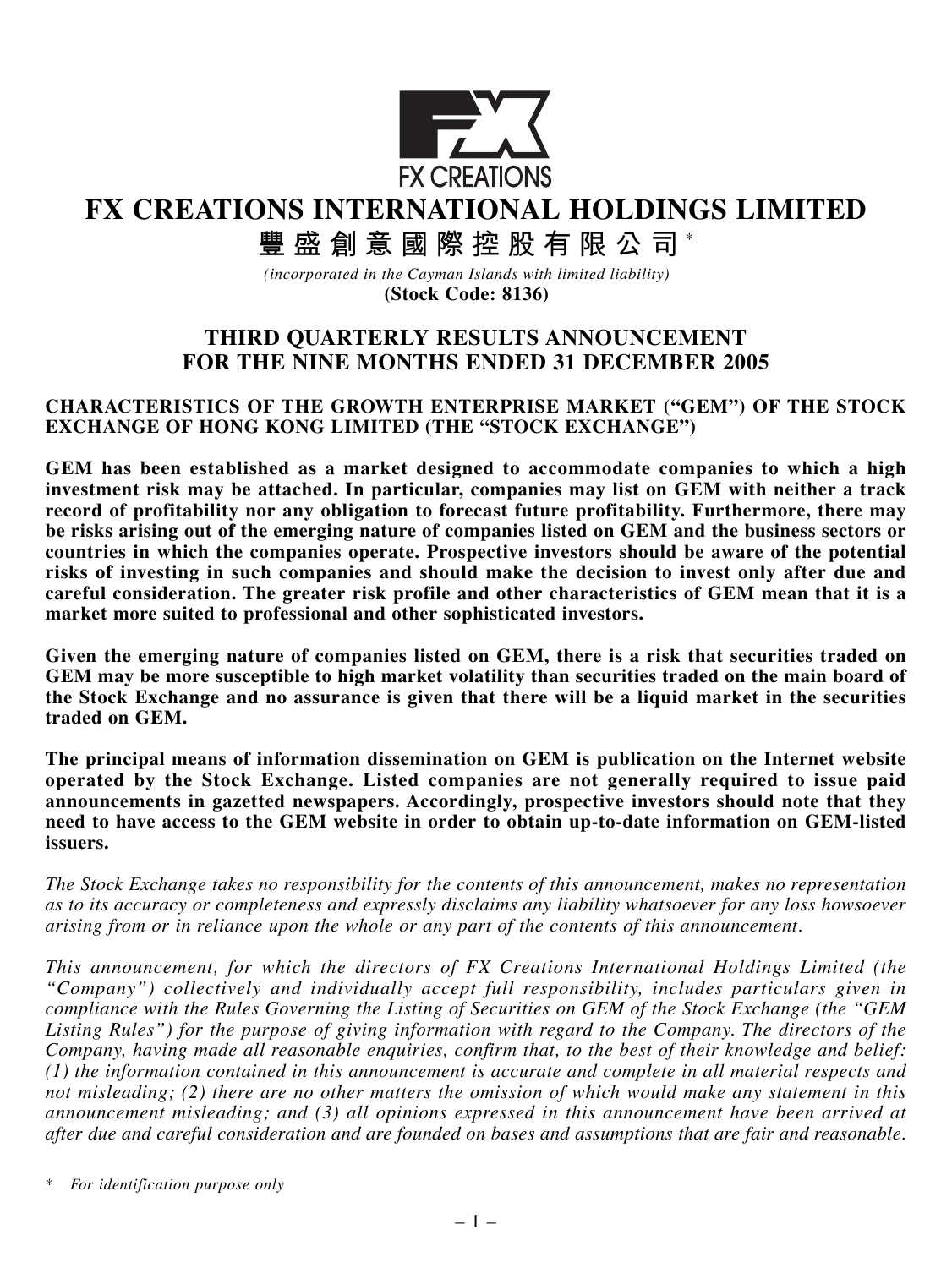FX CREATIONS

# FX CREATIONS INTERNATIONAL HOLDINGS LIMITED

# 豐盛創意國際控股有限公司*

*(incorporated in the Cayman Islands with limited liability)*

**(Stock Code: 8136)**

## THIRD QUARTERLY RESULTS ANNOUNCEMENT FOR THE NINE MONTHS ENDED 31 DECEMBER 2005

### CHARACTERISTICS OF THE GROWTH ENTERPRISE MARKET ("GEM") OF THE STOCK EXCHANGE OF HONG KONG LIMITED (THE "STOCK EXCHANGE")

**GEM has been established as a market designed to accommodate companies to which a high investment risk may be attached. In particular, companies may list on GEM with neither a track record of profitability nor any obligation to forecast future profitability. Furthermore, there may be risks arising out of the emerging nature of companies listed on GEM and the business sectors or countries in which the companies operate. Prospective investors should be aware of the potential risks of investing in such companies and should make the decision to invest only after due and careful consideration. The greater risk profile and other characteristics of GEM mean that it is a market more suited to professional and other sophisticated investors.**

**Given the emerging nature of companies listed on GEM, there is a risk that securities traded on GEM may be more susceptible to high market volatility than securities traded on the main board of the Stock Exchange and no assurance is given that there will be a liquid market in the securities traded on GEM.**

**The principal means of information dissemination on GEM is publication on the Internet website operated by the Stock Exchange. Listed companies are not generally required to issue paid announcements in gazetted newspapers. Accordingly, prospective investors should note that they need to have access to the GEM website in order to obtain up-to-date information on GEM-listed issuers.**

*The Stock Exchange takes no responsibility for the contents of this announcement, makes no representation as to its accuracy or completeness and expressly disclaims any liability whatsoever for any loss howsoever arising from or in reliance upon the whole or any part of the contents of this announcement.*

*This announcement, for which the directors of FX Creations International Holdings Limited (the "Company") collectively and individually accept full responsibility, includes particulars given in compliance with the Rules Governing the Listing of Securities on GEM of the Stock Exchange (the "GEM Listing Rules") for the purpose of giving information with regard to the Company. The directors of the Company, having made all reasonable enquiries, confirm that, to the best of their knowledge and belief: (1) the information contained in this announcement is accurate and complete in all material respects and not misleading; (2) there are no other matters the omission of which would make any statement in this announcement misleading; and (3) all opinions expressed in this announcement have been arrived at after due and careful consideration and are founded on bases and assumptions that are fair and reasonable.*

\* *For identification purpose only*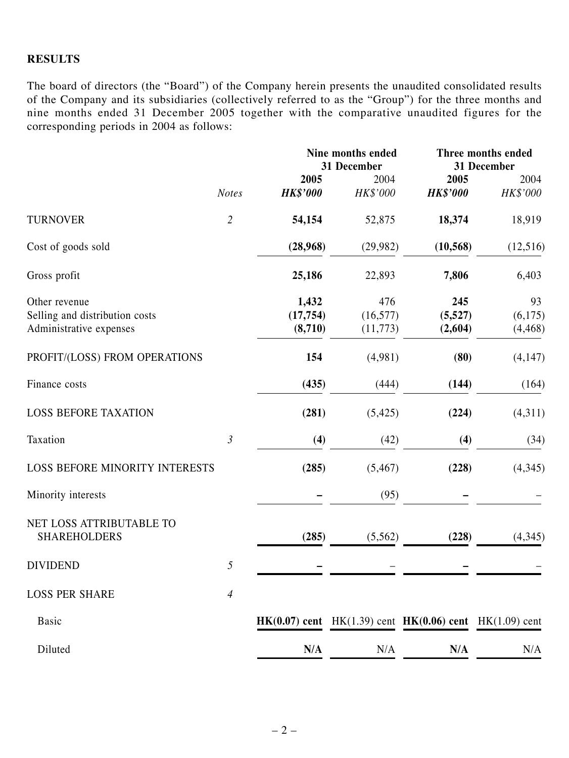## RESULTS

The board of directors (the "Board") of the Company herein presents the unaudited consolidated results of the Company and its subsidiaries (collectively referred to as the "Group") for the three months and nine months ended 31 December 2005 together with the comparative unaudited figures for the corresponding periods in 2004 as follows:

| | | Nine months ended 31 December | | Three months ended 31 December | |
|---|---|---|---|---|---|
| | | **2005** | 2004 | **2005** | 2004 |
| | *Notes* | ***HK$'000*** | *HK$'000* | ***HK$'000*** | *HK$'000* |
| TURNOVER | *2* | **54,154** | 52,875 | **18,374** | 18,919 |
| Cost of goods sold | | **(28,968)** | (29,982) | **(10,568)** | (12,516) |
| Gross profit | | **25,186** | 22,893 | **7,806** | 6,403 |
| Other revenue | | **1,432** | 476 | **245** | 93 |
| Selling and distribution costs | | **(17,754)** | (16,577) | **(5,527)** | (6,175) |
| Administrative expenses | | **(8,710)** | (11,773) | **(2,604)** | (4,468) |
| PROFIT/(LOSS) FROM OPERATIONS | | **154** | (4,981) | **(80)** | (4,147) |
| Finance costs | | **(435)** | (444) | **(144)** | (164) |
| LOSS BEFORE TAXATION | | **(281)** | (5,425) | **(224)** | (4,311) |
| Taxation | *3* | **(4)** | (42) | **(4)** | (34) |
| LOSS BEFORE MINORITY INTERESTS | | **(285)** | (5,467) | **(228)** | (4,345) |
| Minority interests | | **–** | (95) | **–** | – |
| NET LOSS ATTRIBUTABLE TO SHAREHOLDERS | | **(285)** | (5,562) | **(228)** | (4,345) |
| DIVIDEND | *5* | **–** | – | **–** | – |
| LOSS PER SHARE | *4* | | | | |
| Basic | | **HK(0.07) cent** | HK(1.39) cent | **HK(0.06) cent** | HK(1.09) cent |
| Diluted | | **N/A** | N/A | **N/A** | N/A |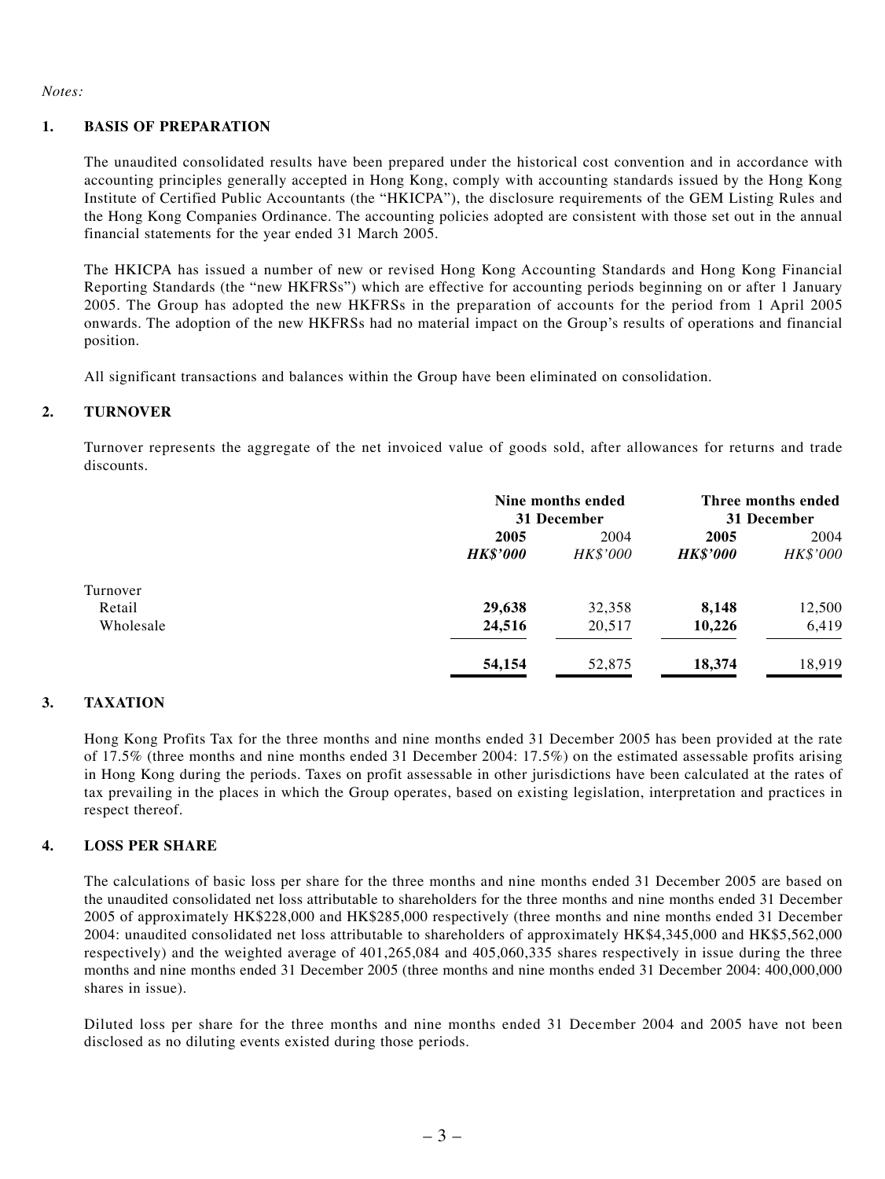*Notes:*

## 1. BASIS OF PREPARATION

The unaudited consolidated results have been prepared under the historical cost convention and in accordance with accounting principles generally accepted in Hong Kong, comply with accounting standards issued by the Hong Kong Institute of Certified Public Accountants (the "HKICPA"), the disclosure requirements of the GEM Listing Rules and the Hong Kong Companies Ordinance. The accounting policies adopted are consistent with those set out in the annual financial statements for the year ended 31 March 2005.

The HKICPA has issued a number of new or revised Hong Kong Accounting Standards and Hong Kong Financial Reporting Standards (the "new HKFRSs") which are effective for accounting periods beginning on or after 1 January 2005. The Group has adopted the new HKFRSs in the preparation of accounts for the period from 1 April 2005 onwards. The adoption of the new HKFRSs had no material impact on the Group's results of operations and financial position.

All significant transactions and balances within the Group have been eliminated on consolidation.

## 2. TURNOVER

Turnover represents the aggregate of the net invoiced value of goods sold, after allowances for returns and trade discounts.

| | Nine months ended 31 December | | Three months ended 31 December | |
|---|---|---|---|---|
| | **2005** | 2004 | **2005** | 2004 |
| | ***HK$'000*** | *HK$'000* | ***HK$'000*** | *HK$'000* |
| Turnover | | | | |
| Retail | **29,638** | 32,358 | **8,148** | 12,500 |
| Wholesale | **24,516** | 20,517 | **10,226** | 6,419 |
| | **54,154** | 52,875 | **18,374** | 18,919 |

## 3. TAXATION

Hong Kong Profits Tax for the three months and nine months ended 31 December 2005 has been provided at the rate of 17.5% (three months and nine months ended 31 December 2004: 17.5%) on the estimated assessable profits arising in Hong Kong during the periods. Taxes on profit assessable in other jurisdictions have been calculated at the rates of tax prevailing in the places in which the Group operates, based on existing legislation, interpretation and practices in respect thereof.

## 4. LOSS PER SHARE

The calculations of basic loss per share for the three months and nine months ended 31 December 2005 are based on the unaudited consolidated net loss attributable to shareholders for the three months and nine months ended 31 December 2005 of approximately HK$228,000 and HK$285,000 respectively (three months and nine months ended 31 December 2004: unaudited consolidated net loss attributable to shareholders of approximately HK$4,345,000 and HK$5,562,000 respectively) and the weighted average of 401,265,084 and 405,060,335 shares respectively in issue during the three months and nine months ended 31 December 2005 (three months and nine months ended 31 December 2004: 400,000,000 shares in issue).

Diluted loss per share for the three months and nine months ended 31 December 2004 and 2005 have not been disclosed as no diluting events existed during those periods.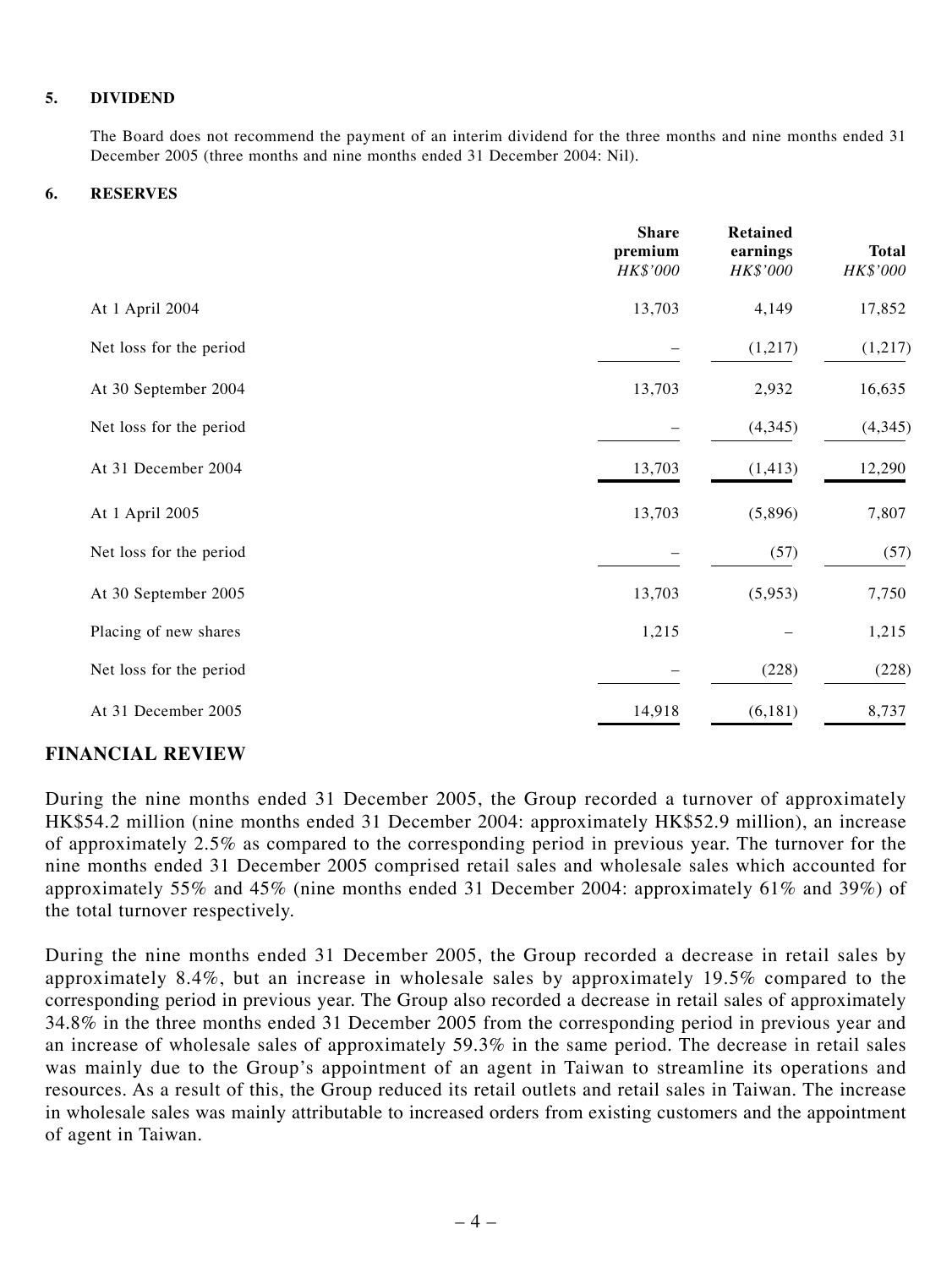**5. DIVIDEND**

The Board does not recommend the payment of an interim dividend for the three months and nine months ended 31 December 2005 (three months and nine months ended 31 December 2004: Nil).

**6. RESERVES**

| | Share premium HK$'000 | Retained earnings HK$'000 | Total HK$'000 |
|---|---|---|---|
| At 1 April 2004 | 13,703 | 4,149 | 17,852 |
| Net loss for the period | – | (1,217) | (1,217) |
| At 30 September 2004 | 13,703 | 2,932 | 16,635 |
| Net loss for the period | – | (4,345) | (4,345) |
| At 31 December 2004 | 13,703 | (1,413) | 12,290 |
| At 1 April 2005 | 13,703 | (5,896) | 7,807 |
| Net loss for the period | – | (57) | (57) |
| At 30 September 2005 | 13,703 | (5,953) | 7,750 |
| Placing of new shares | 1,215 | – | 1,215 |
| Net loss for the period | – | (228) | (228) |
| At 31 December 2005 | 14,918 | (6,181) | 8,737 |

## FINANCIAL REVIEW

During the nine months ended 31 December 2005, the Group recorded a turnover of approximately HK$54.2 million (nine months ended 31 December 2004: approximately HK$52.9 million), an increase of approximately 2.5% as compared to the corresponding period in previous year. The turnover for the nine months ended 31 December 2005 comprised retail sales and wholesale sales which accounted for approximately 55% and 45% (nine months ended 31 December 2004: approximately 61% and 39%) of the total turnover respectively.

During the nine months ended 31 December 2005, the Group recorded a decrease in retail sales by approximately 8.4%, but an increase in wholesale sales by approximately 19.5% compared to the corresponding period in previous year. The Group also recorded a decrease in retail sales of approximately 34.8% in the three months ended 31 December 2005 from the corresponding period in previous year and an increase of wholesale sales of approximately 59.3% in the same period. The decrease in retail sales was mainly due to the Group's appointment of an agent in Taiwan to streamline its operations and resources. As a result of this, the Group reduced its retail outlets and retail sales in Taiwan. The increase in wholesale sales was mainly attributable to increased orders from existing customers and the appointment of agent in Taiwan.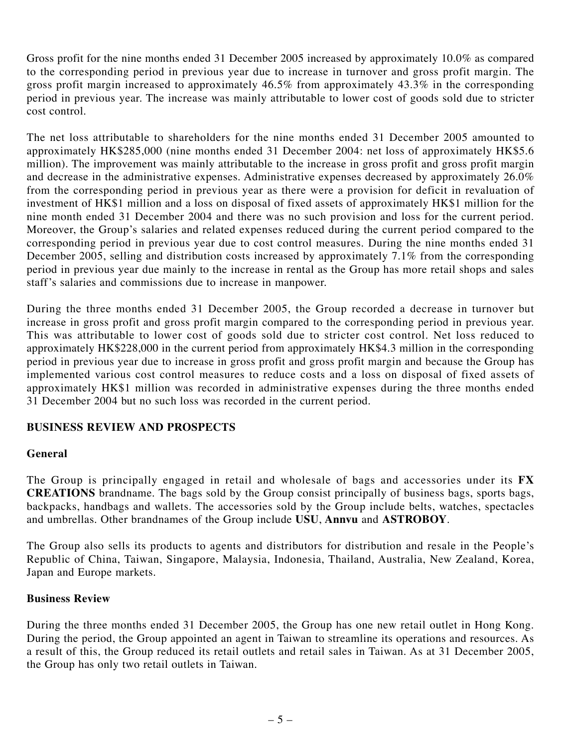Gross profit for the nine months ended 31 December 2005 increased by approximately 10.0% as compared to the corresponding period in previous year due to increase in turnover and gross profit margin. The gross profit margin increased to approximately 46.5% from approximately 43.3% in the corresponding period in previous year. The increase was mainly attributable to lower cost of goods sold due to stricter cost control.

The net loss attributable to shareholders for the nine months ended 31 December 2005 amounted to approximately HK$285,000 (nine months ended 31 December 2004: net loss of approximately HK$5.6 million). The improvement was mainly attributable to the increase in gross profit and gross profit margin and decrease in the administrative expenses. Administrative expenses decreased by approximately 26.0% from the corresponding period in previous year as there were a provision for deficit in revaluation of investment of HK$1 million and a loss on disposal of fixed assets of approximately HK$1 million for the nine month ended 31 December 2004 and there was no such provision and loss for the current period. Moreover, the Group's salaries and related expenses reduced during the current period compared to the corresponding period in previous year due to cost control measures. During the nine months ended 31 December 2005, selling and distribution costs increased by approximately 7.1% from the corresponding period in previous year due mainly to the increase in rental as the Group has more retail shops and sales staff's salaries and commissions due to increase in manpower.

During the three months ended 31 December 2005, the Group recorded a decrease in turnover but increase in gross profit and gross profit margin compared to the corresponding period in previous year. This was attributable to lower cost of goods sold due to stricter cost control. Net loss reduced to approximately HK$228,000 in the current period from approximately HK$4.3 million in the corresponding period in previous year due to increase in gross profit and gross profit margin and because the Group has implemented various cost control measures to reduce costs and a loss on disposal of fixed assets of approximately HK$1 million was recorded in administrative expenses during the three months ended 31 December 2004 but no such loss was recorded in the current period.

## BUSINESS REVIEW AND PROSPECTS

### General

The Group is principally engaged in retail and wholesale of bags and accessories under its **FX CREATIONS** brandname. The bags sold by the Group consist principally of business bags, sports bags, backpacks, handbags and wallets. The accessories sold by the Group include belts, watches, spectacles and umbrellas. Other brandnames of the Group include **USU**, **Annvu** and **ASTROBOY**.

The Group also sells its products to agents and distributors for distribution and resale in the People's Republic of China, Taiwan, Singapore, Malaysia, Indonesia, Thailand, Australia, New Zealand, Korea, Japan and Europe markets.

### Business Review

During the three months ended 31 December 2005, the Group has one new retail outlet in Hong Kong. During the period, the Group appointed an agent in Taiwan to streamline its operations and resources. As a result of this, the Group reduced its retail outlets and retail sales in Taiwan. As at 31 December 2005, the Group has only two retail outlets in Taiwan.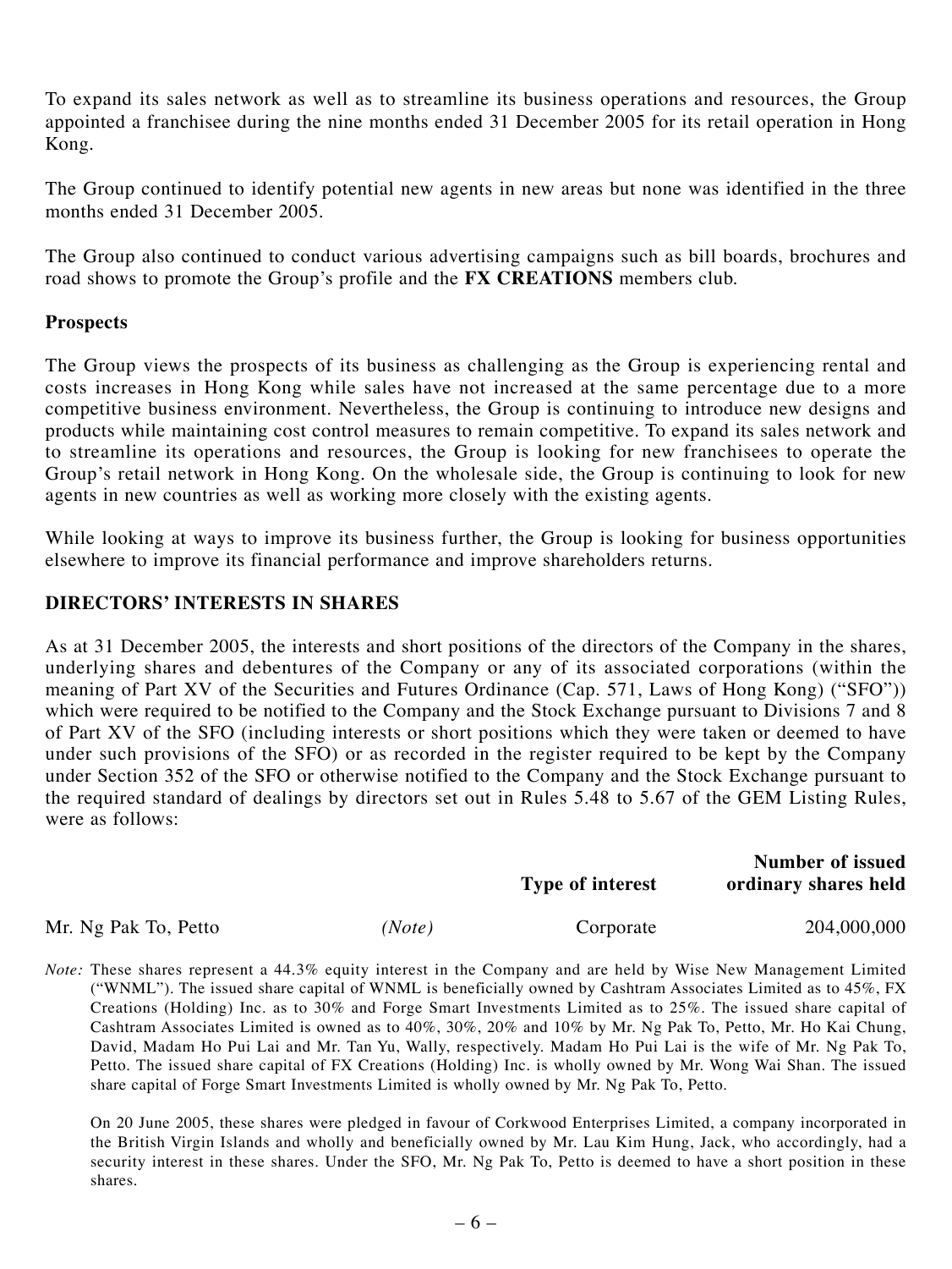To expand its sales network as well as to streamline its business operations and resources, the Group appointed a franchisee during the nine months ended 31 December 2005 for its retail operation in Hong Kong.

The Group continued to identify potential new agents in new areas but none was identified in the three months ended 31 December 2005.

The Group also continued to conduct various advertising campaigns such as bill boards, brochures and road shows to promote the Group's profile and the **FX CREATIONS** members club.

### Prospects

The Group views the prospects of its business as challenging as the Group is experiencing rental and costs increases in Hong Kong while sales have not increased at the same percentage due to a more competitive business environment. Nevertheless, the Group is continuing to introduce new designs and products while maintaining cost control measures to remain competitive. To expand its sales network and to streamline its operations and resources, the Group is looking for new franchisees to operate the Group's retail network in Hong Kong. On the wholesale side, the Group is continuing to look for new agents in new countries as well as working more closely with the existing agents.

While looking at ways to improve its business further, the Group is looking for business opportunities elsewhere to improve its financial performance and improve shareholders returns.

## DIRECTORS' INTERESTS IN SHARES

As at 31 December 2005, the interests and short positions of the directors of the Company in the shares, underlying shares and debentures of the Company or any of its associated corporations (within the meaning of Part XV of the Securities and Futures Ordinance (Cap. 571, Laws of Hong Kong) ("SFO")) which were required to be notified to the Company and the Stock Exchange pursuant to Divisions 7 and 8 of Part XV of the SFO (including interests or short positions which they were taken or deemed to have under such provisions of the SFO) or as recorded in the register required to be kept by the Company under Section 352 of the SFO or otherwise notified to the Company and the Stock Exchange pursuant to the required standard of dealings by directors set out in Rules 5.48 to 5.67 of the GEM Listing Rules, were as follows:

| | | Type of interest | Number of issued ordinary shares held |
|---|---|---|---|
| Mr. Ng Pak To, Petto | *(Note)* | Corporate | 204,000,000 |

*Note:* These shares represent a 44.3% equity interest in the Company and are held by Wise New Management Limited ("WNML"). The issued share capital of WNML is beneficially owned by Cashtram Associates Limited as to 45%, FX Creations (Holding) Inc. as to 30% and Forge Smart Investments Limited as to 25%. The issued share capital of Cashtram Associates Limited is owned as to 40%, 30%, 20% and 10% by Mr. Ng Pak To, Petto, Mr. Ho Kai Chung, David, Madam Ho Pui Lai and Mr. Tan Yu, Wally, respectively. Madam Ho Pui Lai is the wife of Mr. Ng Pak To, Petto. The issued share capital of FX Creations (Holding) Inc. is wholly owned by Mr. Wong Wai Shan. The issued share capital of Forge Smart Investments Limited is wholly owned by Mr. Ng Pak To, Petto.

On 20 June 2005, these shares were pledged in favour of Corkwood Enterprises Limited, a company incorporated in the British Virgin Islands and wholly and beneficially owned by Mr. Lau Kim Hung, Jack, who accordingly, had a security interest in these shares. Under the SFO, Mr. Ng Pak To, Petto is deemed to have a short position in these shares.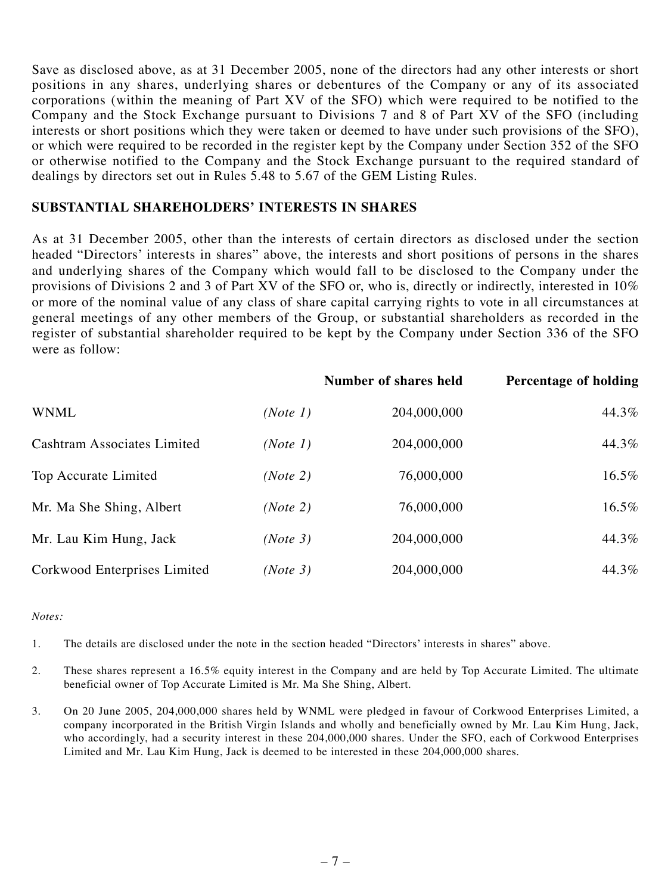Save as disclosed above, as at 31 December 2005, none of the directors had any other interests or short positions in any shares, underlying shares or debentures of the Company or any of its associated corporations (within the meaning of Part XV of the SFO) which were required to be notified to the Company and the Stock Exchange pursuant to Divisions 7 and 8 of Part XV of the SFO (including interests or short positions which they were taken or deemed to have under such provisions of the SFO), or which were required to be recorded in the register kept by the Company under Section 352 of the SFO or otherwise notified to the Company and the Stock Exchange pursuant to the required standard of dealings by directors set out in Rules 5.48 to 5.67 of the GEM Listing Rules.

## SUBSTANTIAL SHAREHOLDERS' INTERESTS IN SHARES

As at 31 December 2005, other than the interests of certain directors as disclosed under the section headed "Directors' interests in shares" above, the interests and short positions of persons in the shares and underlying shares of the Company which would fall to be disclosed to the Company under the provisions of Divisions 2 and 3 of Part XV of the SFO or, who is, directly or indirectly, interested in 10% or more of the nominal value of any class of share capital carrying rights to vote in all circumstances at general meetings of any other members of the Group, or substantial shareholders as recorded in the register of substantial shareholder required to be kept by the Company under Section 336 of the SFO were as follow:

| | | Number of shares held | Percentage of holding |
|---|---|---|---|
| WNML | *(Note 1)* | 204,000,000 | 44.3% |
| Cashtram Associates Limited | *(Note 1)* | 204,000,000 | 44.3% |
| Top Accurate Limited | *(Note 2)* | 76,000,000 | 16.5% |
| Mr. Ma She Shing, Albert | *(Note 2)* | 76,000,000 | 16.5% |
| Mr. Lau Kim Hung, Jack | *(Note 3)* | 204,000,000 | 44.3% |
| Corkwood Enterprises Limited | *(Note 3)* | 204,000,000 | 44.3% |

*Notes:*

1. The details are disclosed under the note in the section headed "Directors' interests in shares" above.
2. These shares represent a 16.5% equity interest in the Company and are held by Top Accurate Limited. The ultimate beneficial owner of Top Accurate Limited is Mr. Ma She Shing, Albert.
3. On 20 June 2005, 204,000,000 shares held by WNML were pledged in favour of Corkwood Enterprises Limited, a company incorporated in the British Virgin Islands and wholly and beneficially owned by Mr. Lau Kim Hung, Jack, who accordingly, had a security interest in these 204,000,000 shares. Under the SFO, each of Corkwood Enterprises Limited and Mr. Lau Kim Hung, Jack is deemed to be interested in these 204,000,000 shares.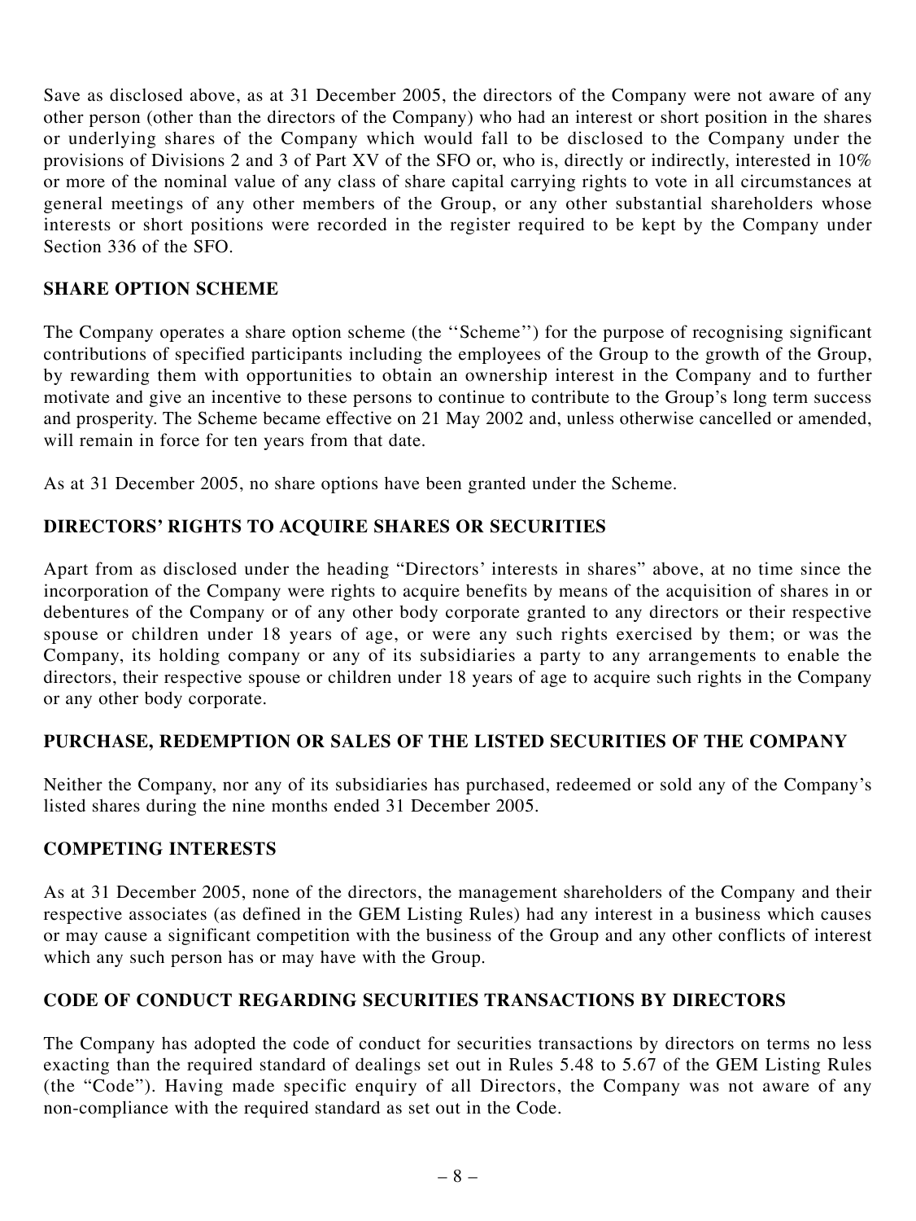Save as disclosed above, as at 31 December 2005, the directors of the Company were not aware of any other person (other than the directors of the Company) who had an interest or short position in the shares or underlying shares of the Company which would fall to be disclosed to the Company under the provisions of Divisions 2 and 3 of Part XV of the SFO or, who is, directly or indirectly, interested in 10% or more of the nominal value of any class of share capital carrying rights to vote in all circumstances at general meetings of any other members of the Group, or any other substantial shareholders whose interests or short positions were recorded in the register required to be kept by the Company under Section 336 of the SFO.

## SHARE OPTION SCHEME

The Company operates a share option scheme (the ''Scheme'') for the purpose of recognising significant contributions of specified participants including the employees of the Group to the growth of the Group, by rewarding them with opportunities to obtain an ownership interest in the Company and to further motivate and give an incentive to these persons to continue to contribute to the Group's long term success and prosperity. The Scheme became effective on 21 May 2002 and, unless otherwise cancelled or amended, will remain in force for ten years from that date.

As at 31 December 2005, no share options have been granted under the Scheme.

## DIRECTORS' RIGHTS TO ACQUIRE SHARES OR SECURITIES

Apart from as disclosed under the heading "Directors' interests in shares" above, at no time since the incorporation of the Company were rights to acquire benefits by means of the acquisition of shares in or debentures of the Company or of any other body corporate granted to any directors or their respective spouse or children under 18 years of age, or were any such rights exercised by them; or was the Company, its holding company or any of its subsidiaries a party to any arrangements to enable the directors, their respective spouse or children under 18 years of age to acquire such rights in the Company or any other body corporate.

## PURCHASE, REDEMPTION OR SALES OF THE LISTED SECURITIES OF THE COMPANY

Neither the Company, nor any of its subsidiaries has purchased, redeemed or sold any of the Company's listed shares during the nine months ended 31 December 2005.

## COMPETING INTERESTS

As at 31 December 2005, none of the directors, the management shareholders of the Company and their respective associates (as defined in the GEM Listing Rules) had any interest in a business which causes or may cause a significant competition with the business of the Group and any other conflicts of interest which any such person has or may have with the Group.

## CODE OF CONDUCT REGARDING SECURITIES TRANSACTIONS BY DIRECTORS

The Company has adopted the code of conduct for securities transactions by directors on terms no less exacting than the required standard of dealings set out in Rules 5.48 to 5.67 of the GEM Listing Rules (the "Code"). Having made specific enquiry of all Directors, the Company was not aware of any non-compliance with the required standard as set out in the Code.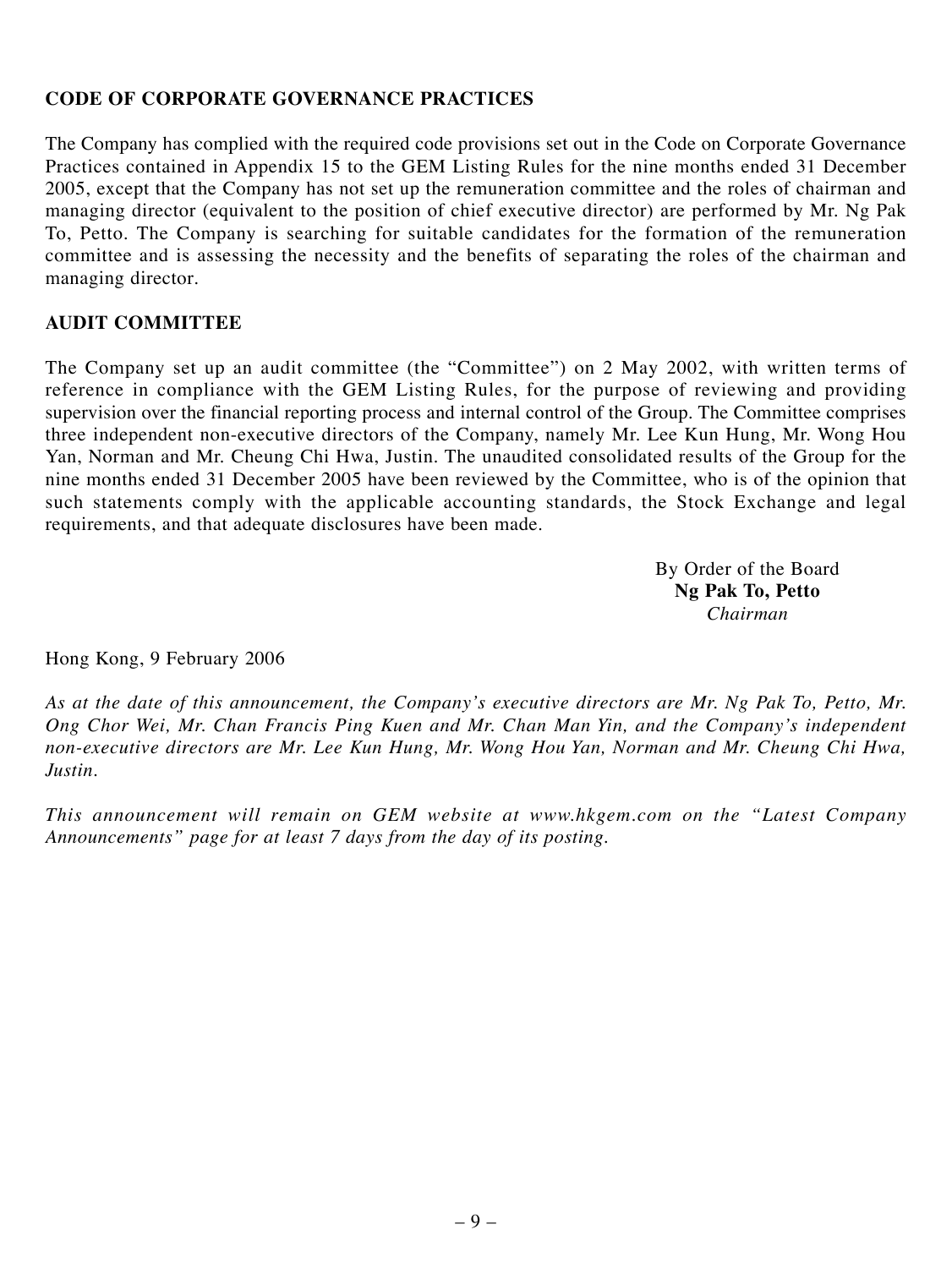## CODE OF CORPORATE GOVERNANCE PRACTICES

The Company has complied with the required code provisions set out in the Code on Corporate Governance Practices contained in Appendix 15 to the GEM Listing Rules for the nine months ended 31 December 2005, except that the Company has not set up the remuneration committee and the roles of chairman and managing director (equivalent to the position of chief executive director) are performed by Mr. Ng Pak To, Petto. The Company is searching for suitable candidates for the formation of the remuneration committee and is assessing the necessity and the benefits of separating the roles of the chairman and managing director.

## AUDIT COMMITTEE

The Company set up an audit committee (the "Committee") on 2 May 2002, with written terms of reference in compliance with the GEM Listing Rules, for the purpose of reviewing and providing supervision over the financial reporting process and internal control of the Group. The Committee comprises three independent non-executive directors of the Company, namely Mr. Lee Kun Hung, Mr. Wong Hou Yan, Norman and Mr. Cheung Chi Hwa, Justin. The unaudited consolidated results of the Group for the nine months ended 31 December 2005 have been reviewed by the Committee, who is of the opinion that such statements comply with the applicable accounting standards, the Stock Exchange and legal requirements, and that adequate disclosures have been made.

By Order of the Board
**Ng Pak To, Petto**
*Chairman*

Hong Kong, 9 February 2006

*As at the date of this announcement, the Company's executive directors are Mr. Ng Pak To, Petto, Mr. Ong Chor Wei, Mr. Chan Francis Ping Kuen and Mr. Chan Man Yin, and the Company's independent non-executive directors are Mr. Lee Kun Hung, Mr. Wong Hou Yan, Norman and Mr. Cheung Chi Hwa, Justin.*

*This announcement will remain on GEM website at www.hkgem.com on the "Latest Company Announcements" page for at least 7 days from the day of its posting.*